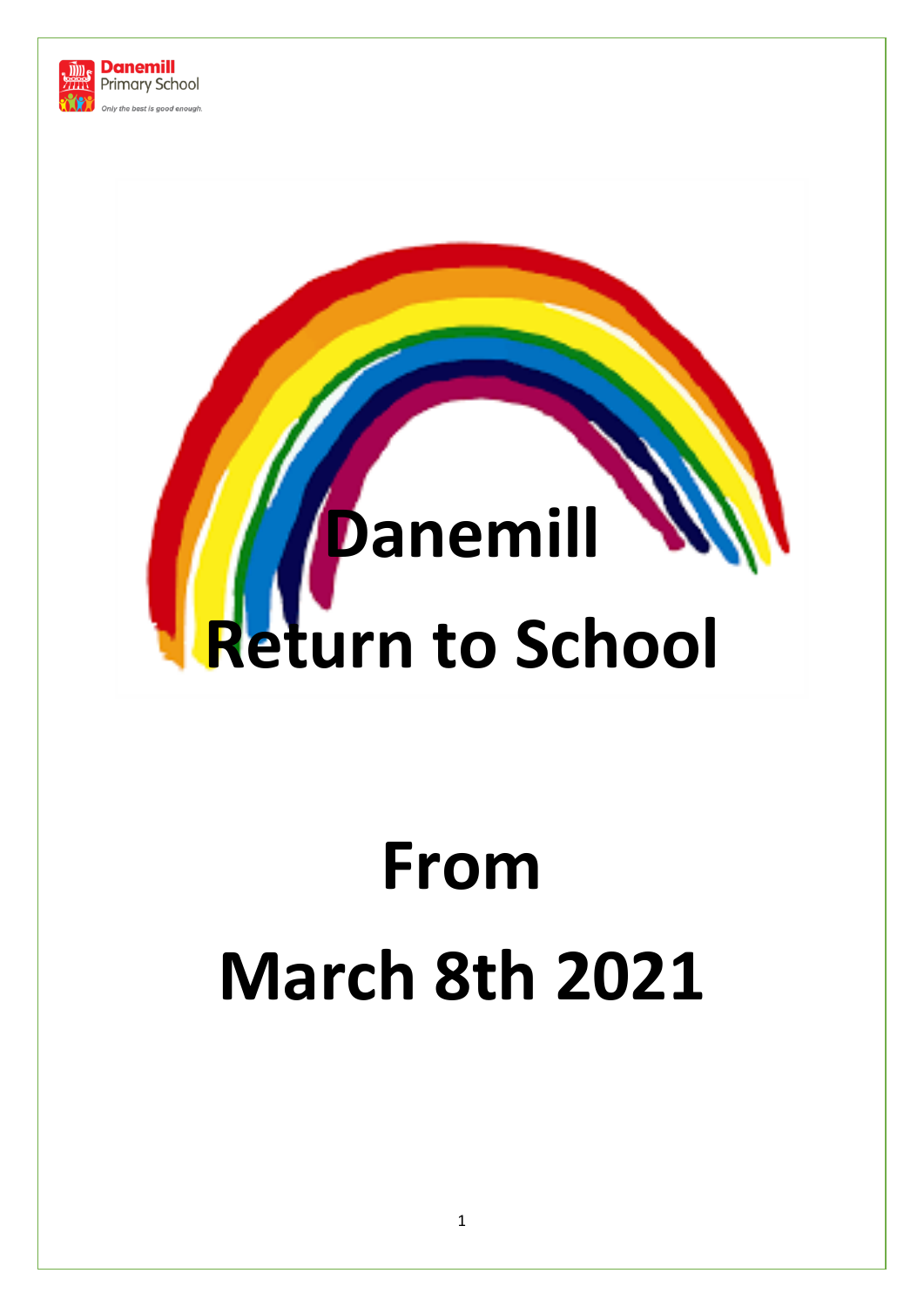Danemill
Primary School
*Only the best is good enough.*

# Danemill Return to School

# From March 8th 2021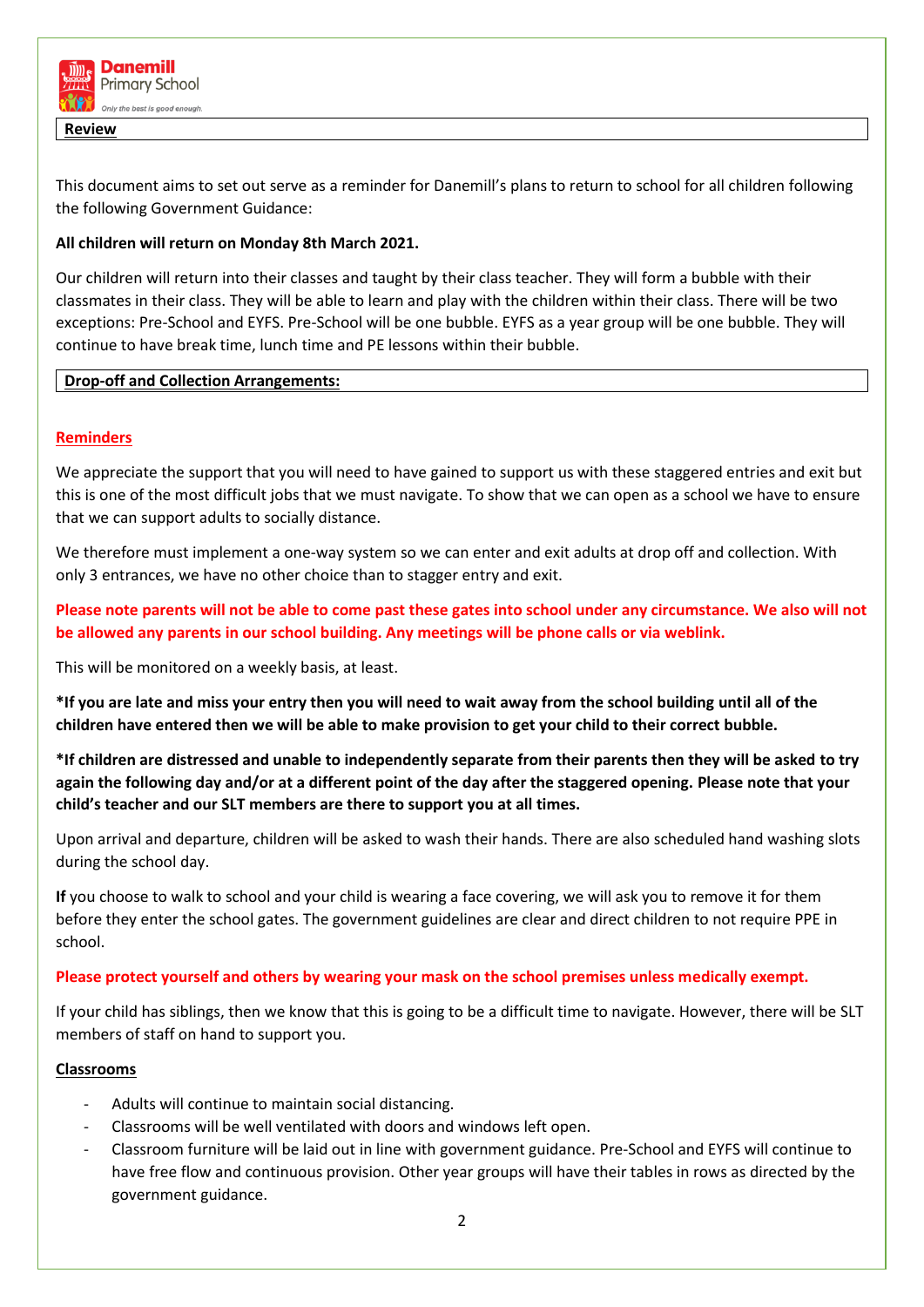**Review**

This document aims to set out serve as a reminder for Danemill's plans to return to school for all children following the following Government Guidance:

**All children will return on Monday 8th March 2021.**

Our children will return into their classes and taught by their class teacher. They will form a bubble with their classmates in their class. They will be able to learn and play with the children within their class. There will be two exceptions: Pre-School and EYFS. Pre-School will be one bubble. EYFS as a year group will be one bubble. They will continue to have break time, lunch time and PE lessons within their bubble.

**Drop-off and Collection Arrangements:**

**Reminders**

We appreciate the support that you will need to have gained to support us with these staggered entries and exit but this is one of the most difficult jobs that we must navigate. To show that we can open as a school we have to ensure that we can support adults to socially distance.

We therefore must implement a one-way system so we can enter and exit adults at drop off and collection. With only 3 entrances, we have no other choice than to stagger entry and exit.

**Please note parents will not be able to come past these gates into school under any circumstance. We also will not be allowed any parents in our school building. Any meetings will be phone calls or via weblink.**

This will be monitored on a weekly basis, at least.

**\*If you are late and miss your entry then you will need to wait away from the school building until all of the children have entered then we will be able to make provision to get your child to their correct bubble.**

**\*If children are distressed and unable to independently separate from their parents then they will be asked to try again the following day and/or at a different point of the day after the staggered opening. Please note that your child's teacher and our SLT members are there to support you at all times.**

Upon arrival and departure, children will be asked to wash their hands. There are also scheduled hand washing slots during the school day.

**If** you choose to walk to school and your child is wearing a face covering, we will ask you to remove it for them before they enter the school gates. The government guidelines are clear and direct children to not require PPE in school.

**Please protect yourself and others by wearing your mask on the school premises unless medically exempt.**

If your child has siblings, then we know that this is going to be a difficult time to navigate. However, there will be SLT members of staff on hand to support you.

**Classrooms**

- Adults will continue to maintain social distancing.
- Classrooms will be well ventilated with doors and windows left open.
- Classroom furniture will be laid out in line with government guidance. Pre-School and EYFS will continue to have free flow and continuous provision. Other year groups will have their tables in rows as directed by the government guidance.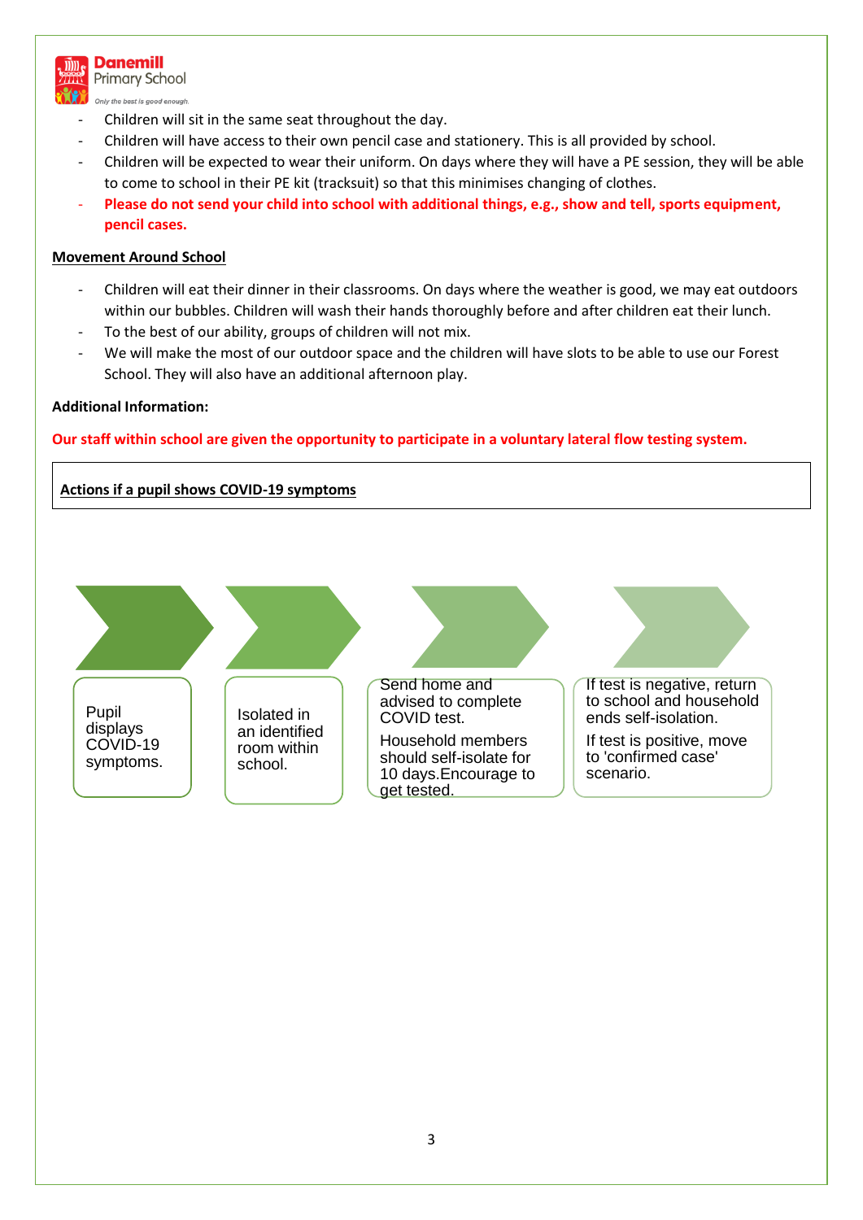- Children will sit in the same seat throughout the day.
- Children will have access to their own pencil case and stationery. This is all provided by school.
- Children will be expected to wear their uniform. On days where they will have a PE session, they will be able to come to school in their PE kit (tracksuit) so that this minimises changing of clothes.
- **Please do not send your child into school with additional things, e.g., show and tell, sports equipment, pencil cases.**

## Movement Around School

- Children will eat their dinner in their classrooms. On days where the weather is good, we may eat outdoors within our bubbles. Children will wash their hands thoroughly before and after children eat their lunch.
- To the best of our ability, groups of children will not mix.
- We will make the most of our outdoor space and the children will have slots to be able to use our Forest School. They will also have an additional afternoon play.

**Additional Information:**

**Our staff within school are given the opportunity to participate in a voluntary lateral flow testing system.**

## Actions if a pupil shows COVID-19 symptoms

1. Pupil displays COVID-19 symptoms.
2. Isolated in an identified room within school.
3. Send home and advised to complete COVID test.

   Household members should self-isolate for 10 days.Encourage to get tested.
4. If test is negative, return to school and household ends self-isolation.

   If test is positive, move to 'confirmed case' scenario.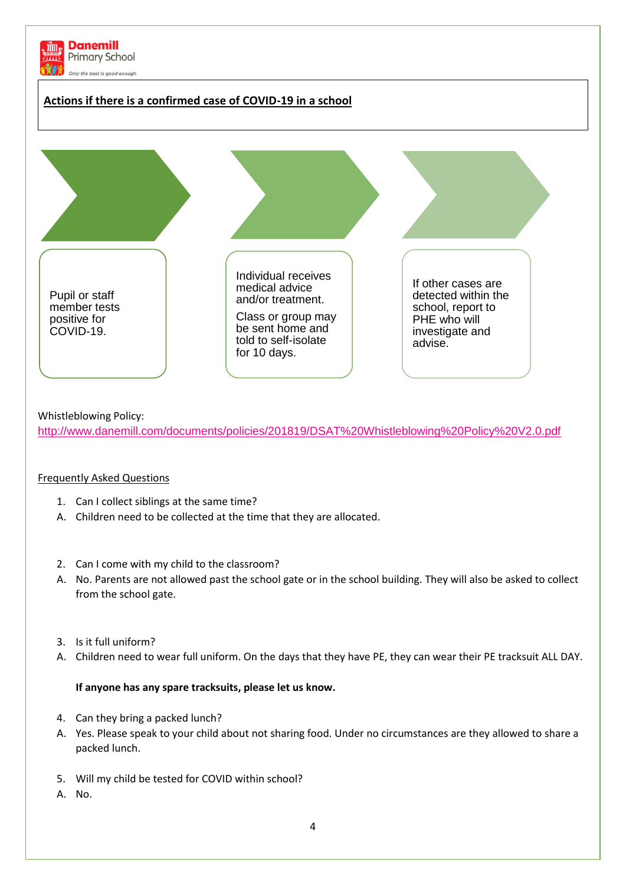**Danemill** Primary School

*Only the best is good enough.*

## Actions if there is a confirmed case of COVID-19 in a school

1. Pupil or staff member tests positive for COVID-19.
2. Individual receives medical advice and/or treatment.

   Class or group may be sent home and told to self-isolate for 10 days.
3. If other cases are detected within the school, report to PHE who will investigate and advise.

Whistleblowing Policy:
http://www.danemill.com/documents/policies/201819/DSAT%20Whistleblowing%20Policy%20V2.0.pdf

Frequently Asked Questions

1. Can I collect siblings at the same time?

   A. Children need to be collected at the time that they are allocated.

2. Can I come with my child to the classroom?

   A. No. Parents are not allowed past the school gate or in the school building. They will also be asked to collect from the school gate.

3. Is it full uniform?

   A. Children need to wear full uniform. On the days that they have PE, they can wear their PE tracksuit ALL DAY.

   **If anyone has any spare tracksuits, please let us know.**

4. Can they bring a packed lunch?

   A. Yes. Please speak to your child about not sharing food. Under no circumstances are they allowed to share a packed lunch.

5. Will my child be tested for COVID within school?

   A. No.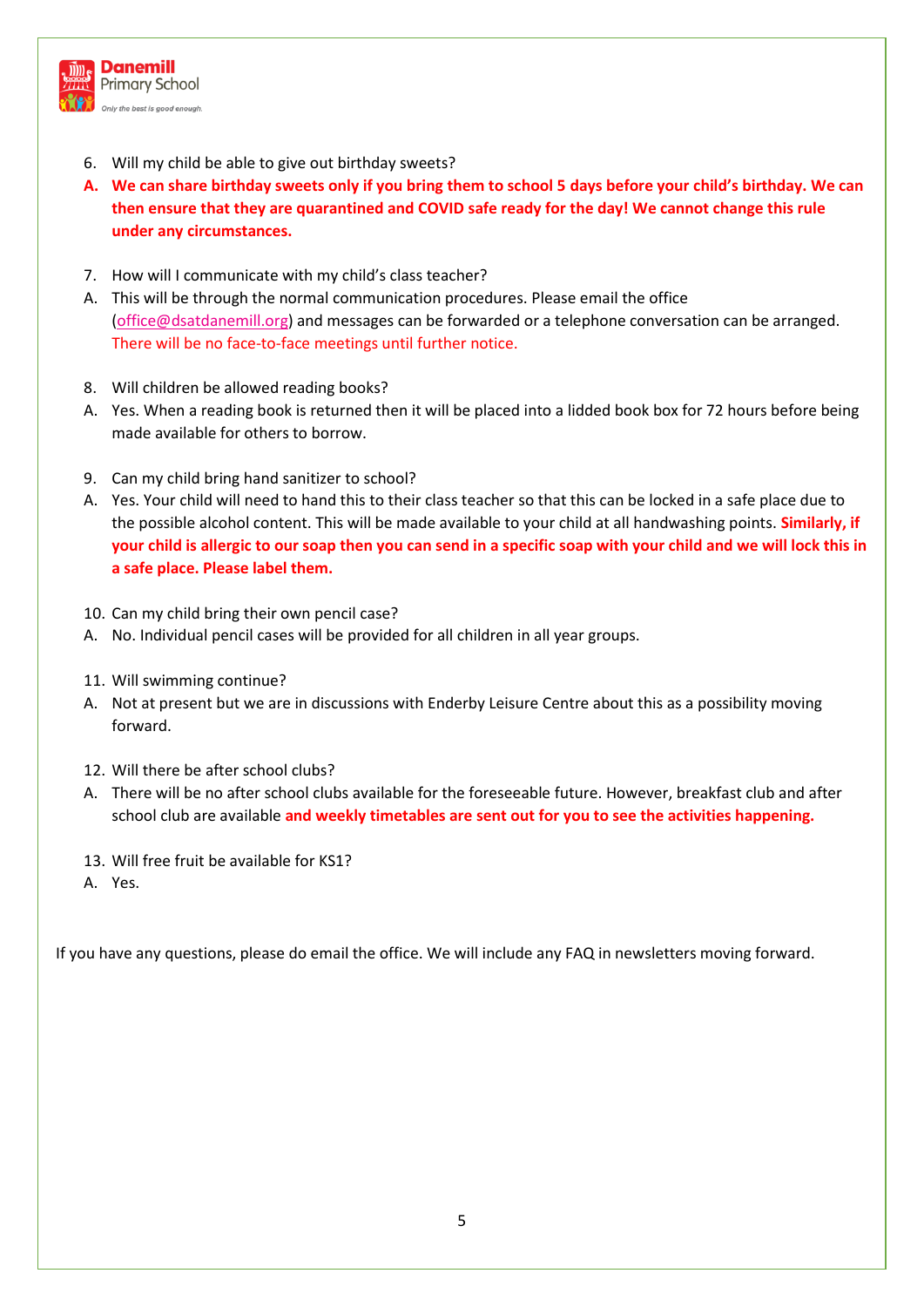6. Will my child be able to give out birthday sweets?

**A. We can share birthday sweets only if you bring them to school 5 days before your child's birthday. We can then ensure that they are quarantined and COVID safe ready for the day! We cannot change this rule under any circumstances.**

7. How will I communicate with my child's class teacher?

A. This will be through the normal communication procedures. Please email the office (office@dsatdanemill.org) and messages can be forwarded or a telephone conversation can be arranged. There will be no face-to-face meetings until further notice.

8. Will children be allowed reading books?

A. Yes. When a reading book is returned then it will be placed into a lidded book box for 72 hours before being made available for others to borrow.

9. Can my child bring hand sanitizer to school?

A. Yes. Your child will need to hand this to their class teacher so that this can be locked in a safe place due to the possible alcohol content. This will be made available to your child at all handwashing points. **Similarly, if your child is allergic to our soap then you can send in a specific soap with your child and we will lock this in a safe place. Please label them.**

10. Can my child bring their own pencil case?

A. No. Individual pencil cases will be provided for all children in all year groups.

11. Will swimming continue?

A. Not at present but we are in discussions with Enderby Leisure Centre about this as a possibility moving forward.

12. Will there be after school clubs?

A. There will be no after school clubs available for the foreseeable future. However, breakfast club and after school club are available **and weekly timetables are sent out for you to see the activities happening.**

13. Will free fruit be available for KS1?

A. Yes.

If you have any questions, please do email the office. We will include any FAQ in newsletters moving forward.